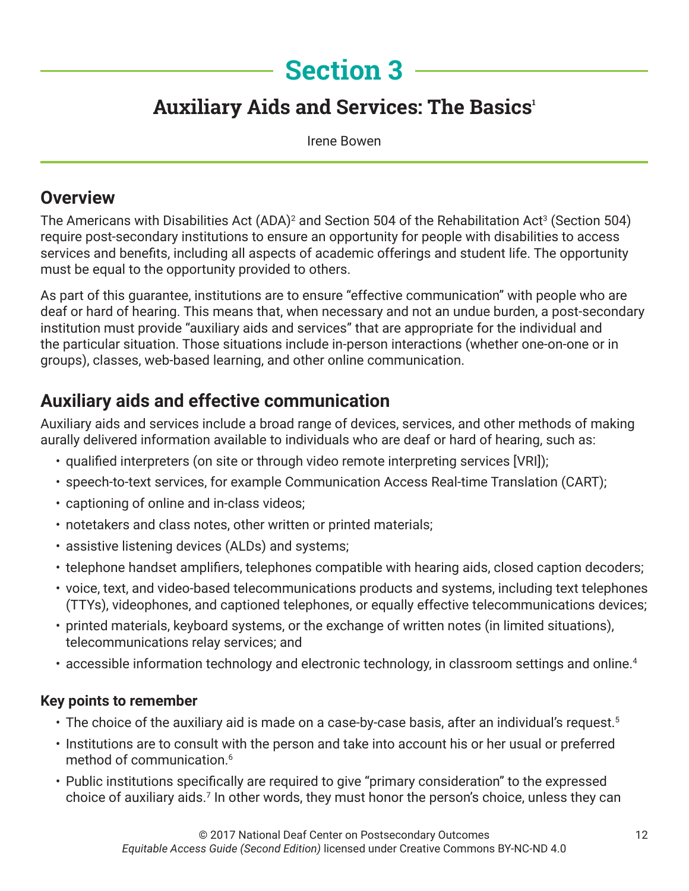# Section 3

## Auxiliary Aids and Services: The Basics[1]

Irene Bowen

### Overview

The Americans with Disabilities Act (ADA)[2] and Section 504 of the Rehabilitation Act[3] (Section 504) require post-secondary institutions to ensure an opportunity for people with disabilities to access services and benefits, including all aspects of academic offerings and student life. The opportunity must be equal to the opportunity provided to others.

As part of this guarantee, institutions are to ensure "effective communication" with people who are deaf or hard of hearing. This means that, when necessary and not an undue burden, a post-secondary institution must provide "auxiliary aids and services" that are appropriate for the individual and the particular situation. Those situations include in-person interactions (whether one-on-one or in groups), classes, web-based learning, and other online communication.

### Auxiliary aids and effective communication

Auxiliary aids and services include a broad range of devices, services, and other methods of making aurally delivered information available to individuals who are deaf or hard of hearing, such as:

- qualified interpreters (on site or through video remote interpreting services [VRI]);
- speech-to-text services, for example Communication Access Real-time Translation (CART);
- captioning of online and in-class videos;
- notetakers and class notes, other written or printed materials;
- assistive listening devices (ALDs) and systems;
- telephone handset amplifiers, telephones compatible with hearing aids, closed caption decoders;
- voice, text, and video-based telecommunications products and systems, including text telephones (TTYs), videophones, and captioned telephones, or equally effective telecommunications devices;
- printed materials, keyboard systems, or the exchange of written notes (in limited situations), telecommunications relay services; and
- accessible information technology and electronic technology, in classroom settings and online.[4]

#### Key points to remember

- The choice of the auxiliary aid is made on a case-by-case basis, after an individual's request.[5]
- Institutions are to consult with the person and take into account his or her usual or preferred method of communication.[6]
- Public institutions specifically are required to give "primary consideration" to the expressed choice of auxiliary aids.[7] In other words, they must honor the person's choice, unless they can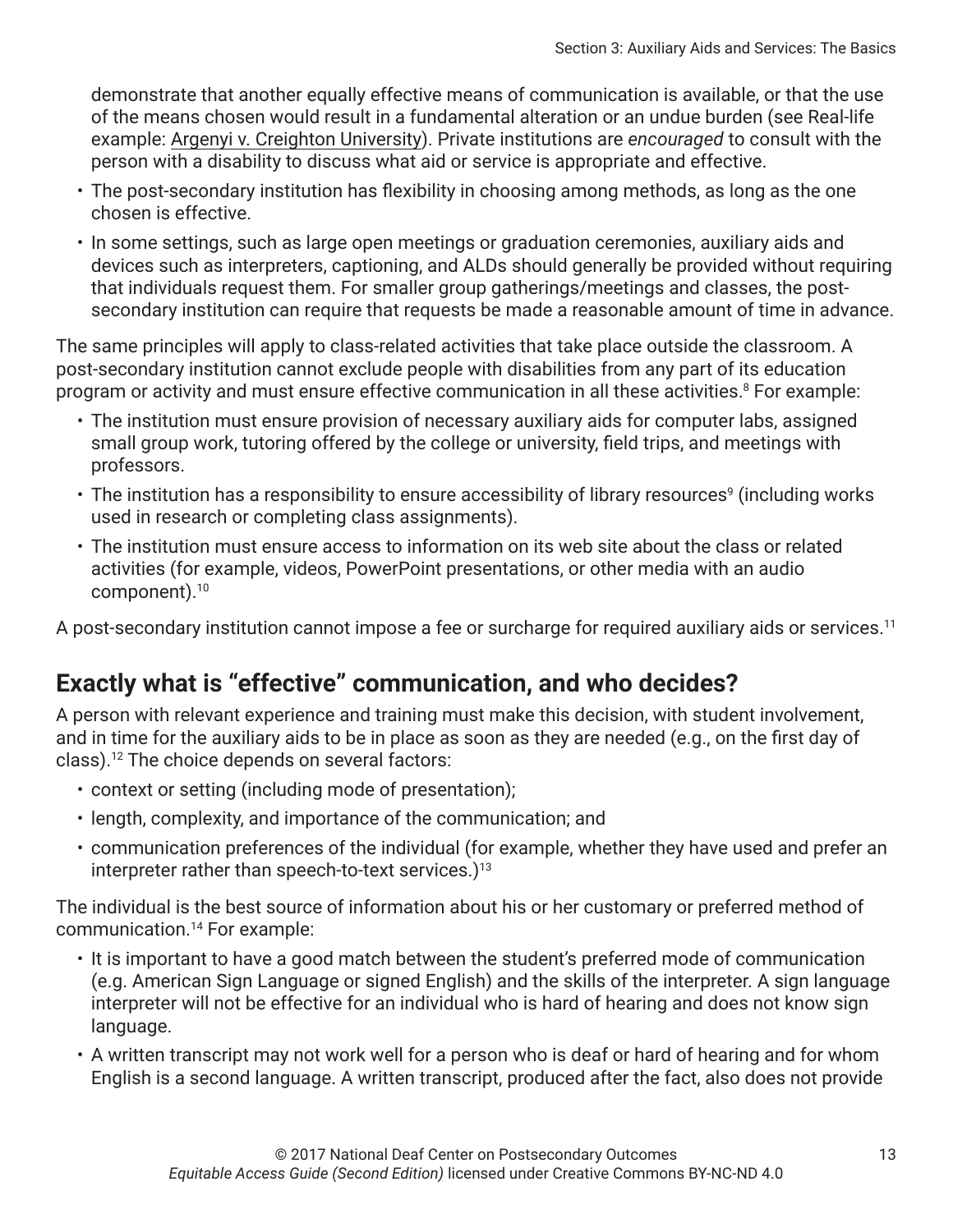demonstrate that another equally effective means of communication is available, or that the use of the means chosen would result in a fundamental alteration or an undue burden (see Real-life example: Argenyi v. Creighton University). Private institutions are *encouraged* to consult with the person with a disability to discuss what aid or service is appropriate and effective.

- The post-secondary institution has flexibility in choosing among methods, as long as the one chosen is effective.
- In some settings, such as large open meetings or graduation ceremonies, auxiliary aids and devices such as interpreters, captioning, and ALDs should generally be provided without requiring that individuals request them. For smaller group gatherings/meetings and classes, the post-secondary institution can require that requests be made a reasonable amount of time in advance.

The same principles will apply to class-related activities that take place outside the classroom. A post-secondary institution cannot exclude people with disabilities from any part of its education program or activity and must ensure effective communication in all these activities.[8] For example:

- The institution must ensure provision of necessary auxiliary aids for computer labs, assigned small group work, tutoring offered by the college or university, field trips, and meetings with professors.
- The institution has a responsibility to ensure accessibility of library resources[9] (including works used in research or completing class assignments).
- The institution must ensure access to information on its web site about the class or related activities (for example, videos, PowerPoint presentations, or other media with an audio component).[10]

A post-secondary institution cannot impose a fee or surcharge for required auxiliary aids or services.[11]

## Exactly what is "effective" communication, and who decides?

A person with relevant experience and training must make this decision, with student involvement, and in time for the auxiliary aids to be in place as soon as they are needed (e.g., on the first day of class).[12] The choice depends on several factors:

- context or setting (including mode of presentation);
- length, complexity, and importance of the communication; and
- communication preferences of the individual (for example, whether they have used and prefer an interpreter rather than speech-to-text services.)[13]

The individual is the best source of information about his or her customary or preferred method of communication.[14] For example:

- It is important to have a good match between the student's preferred mode of communication (e.g. American Sign Language or signed English) and the skills of the interpreter. A sign language interpreter will not be effective for an individual who is hard of hearing and does not know sign language.
- A written transcript may not work well for a person who is deaf or hard of hearing and for whom English is a second language. A written transcript, produced after the fact, also does not provide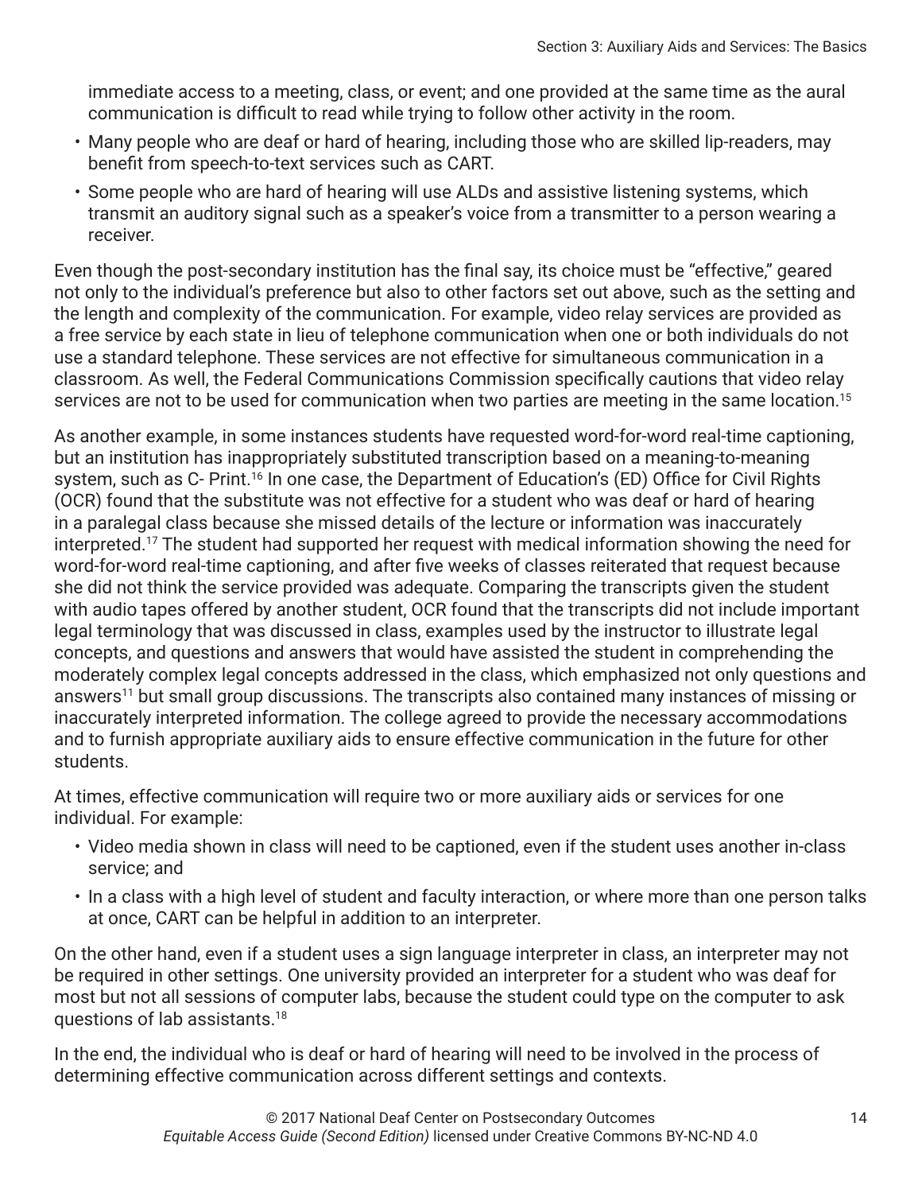immediate access to a meeting, class, or event; and one provided at the same time as the aural communication is difficult to read while trying to follow other activity in the room.

- Many people who are deaf or hard of hearing, including those who are skilled lip-readers, may benefit from speech-to-text services such as CART.
- Some people who are hard of hearing will use ALDs and assistive listening systems, which transmit an auditory signal such as a speaker's voice from a transmitter to a person wearing a receiver.

Even though the post-secondary institution has the final say, its choice must be "effective," geared not only to the individual's preference but also to other factors set out above, such as the setting and the length and complexity of the communication. For example, video relay services are provided as a free service by each state in lieu of telephone communication when one or both individuals do not use a standard telephone. These services are not effective for simultaneous communication in a classroom. As well, the Federal Communications Commission specifically cautions that video relay services are not to be used for communication when two parties are meeting in the same location.[15]

As another example, in some instances students have requested word-for-word real-time captioning, but an institution has inappropriately substituted transcription based on a meaning-to-meaning system, such as C- Print.[16] In one case, the Department of Education's (ED) Office for Civil Rights (OCR) found that the substitute was not effective for a student who was deaf or hard of hearing in a paralegal class because she missed details of the lecture or information was inaccurately interpreted.[17] The student had supported her request with medical information showing the need for word-for-word real-time captioning, and after five weeks of classes reiterated that request because she did not think the service provided was adequate. Comparing the transcripts given the student with audio tapes offered by another student, OCR found that the transcripts did not include important legal terminology that was discussed in class, examples used by the instructor to illustrate legal concepts, and questions and answers that would have assisted the student in comprehending the moderately complex legal concepts addressed in the class, which emphasized not only questions and answers[11] but small group discussions. The transcripts also contained many instances of missing or inaccurately interpreted information. The college agreed to provide the necessary accommodations and to furnish appropriate auxiliary aids to ensure effective communication in the future for other students.

At times, effective communication will require two or more auxiliary aids or services for one individual. For example:

- Video media shown in class will need to be captioned, even if the student uses another in-class service; and
- In a class with a high level of student and faculty interaction, or where more than one person talks at once, CART can be helpful in addition to an interpreter.

On the other hand, even if a student uses a sign language interpreter in class, an interpreter may not be required in other settings. One university provided an interpreter for a student who was deaf for most but not all sessions of computer labs, because the student could type on the computer to ask questions of lab assistants.[18]

In the end, the individual who is deaf or hard of hearing will need to be involved in the process of determining effective communication across different settings and contexts.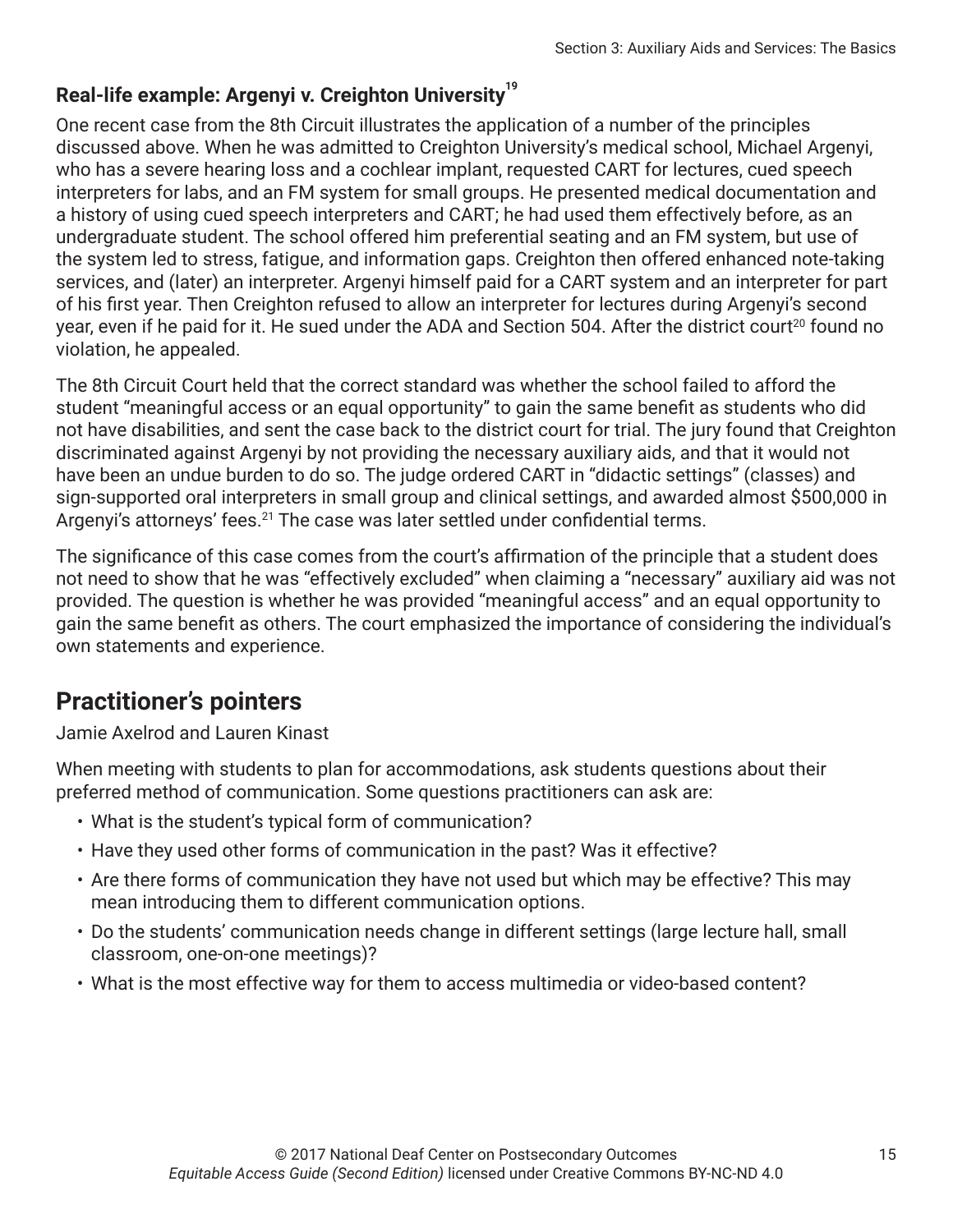### Real-life example: Argenyi v. Creighton University[19]

One recent case from the 8th Circuit illustrates the application of a number of the principles discussed above. When he was admitted to Creighton University's medical school, Michael Argenyi, who has a severe hearing loss and a cochlear implant, requested CART for lectures, cued speech interpreters for labs, and an FM system for small groups. He presented medical documentation and a history of using cued speech interpreters and CART; he had used them effectively before, as an undergraduate student. The school offered him preferential seating and an FM system, but use of the system led to stress, fatigue, and information gaps. Creighton then offered enhanced note-taking services, and (later) an interpreter. Argenyi himself paid for a CART system and an interpreter for part of his first year. Then Creighton refused to allow an interpreter for lectures during Argenyi's second year, even if he paid for it. He sued under the ADA and Section 504. After the district court[20] found no violation, he appealed.

The 8th Circuit Court held that the correct standard was whether the school failed to afford the student "meaningful access or an equal opportunity" to gain the same benefit as students who did not have disabilities, and sent the case back to the district court for trial. The jury found that Creighton discriminated against Argenyi by not providing the necessary auxiliary aids, and that it would not have been an undue burden to do so. The judge ordered CART in "didactic settings" (classes) and sign-supported oral interpreters in small group and clinical settings, and awarded almost $500,000 in Argenyi's attorneys' fees.[21] The case was later settled under confidential terms.

The significance of this case comes from the court's affirmation of the principle that a student does not need to show that he was "effectively excluded" when claiming a "necessary" auxiliary aid was not provided. The question is whether he was provided "meaningful access" and an equal opportunity to gain the same benefit as others. The court emphasized the importance of considering the individual's own statements and experience.

## Practitioner's pointers

Jamie Axelrod and Lauren Kinast

When meeting with students to plan for accommodations, ask students questions about their preferred method of communication. Some questions practitioners can ask are:

- What is the student's typical form of communication?
- Have they used other forms of communication in the past? Was it effective?
- Are there forms of communication they have not used but which may be effective? This may mean introducing them to different communication options.
- Do the students' communication needs change in different settings (large lecture hall, small classroom, one-on-one meetings)?
- What is the most effective way for them to access multimedia or video-based content?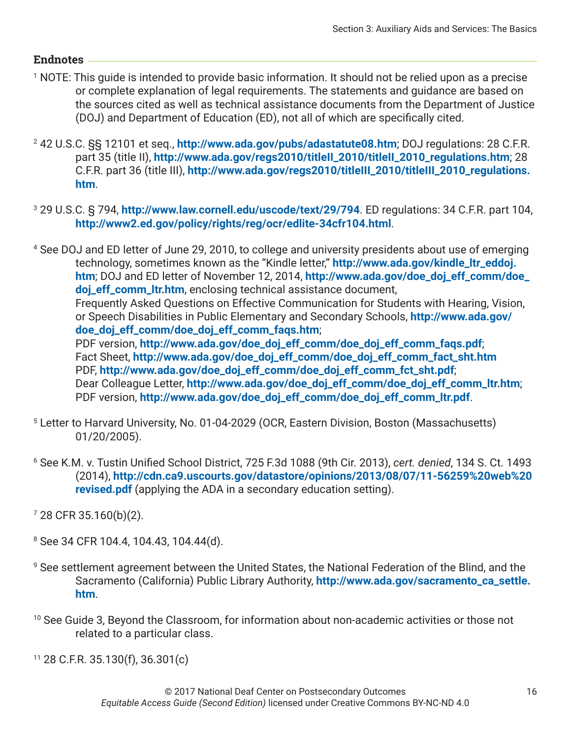## Endnotes

[1] NOTE: This guide is intended to provide basic information. It should not be relied upon as a precise or complete explanation of legal requirements. The statements and guidance are based on the sources cited as well as technical assistance documents from the Department of Justice (DOJ) and Department of Education (ED), not all of which are specifically cited.

[2] 42 U.S.C. §§ 12101 et seq., **http://www.ada.gov/pubs/adastatute08.htm**; DOJ regulations: 28 C.F.R. part 35 (title II), **http://www.ada.gov/regs2010/titleII_2010/titleII_2010_regulations.htm**; 28 C.F.R. part 36 (title III), **http://www.ada.gov/regs2010/titleIII_2010/titleIII_2010_regulations.htm**.

[3] 29 U.S.C. § 794, **http://www.law.cornell.edu/uscode/text/29/794**. ED regulations: 34 C.F.R. part 104, **http://www2.ed.gov/policy/rights/reg/ocr/edlite-34cfr104.html**.

[4] See DOJ and ED letter of June 29, 2010, to college and university presidents about use of emerging technology, sometimes known as the "Kindle letter," **http://www.ada.gov/kindle_ltr_eddoj.htm**; DOJ and ED letter of November 12, 2014, **http://www.ada.gov/doe_doj_eff_comm/doe_doj_eff_comm_ltr.htm**, enclosing technical assistance document, Frequently Asked Questions on Effective Communication for Students with Hearing, Vision, or Speech Disabilities in Public Elementary and Secondary Schools, **http://www.ada.gov/doe_doj_eff_comm/doe_doj_eff_comm_faqs.htm**;
PDF version, **http://www.ada.gov/doe_doj_eff_comm/doe_doj_eff_comm_faqs.pdf**;
Fact Sheet, **http://www.ada.gov/doe_doj_eff_comm/doe_doj_eff_comm_fact_sht.htm**
PDF, **http://www.ada.gov/doe_doj_eff_comm/doe_doj_eff_comm_fct_sht.pdf**;
Dear Colleague Letter, **http://www.ada.gov/doe_doj_eff_comm/doe_doj_eff_comm_ltr.htm**;
PDF version, **http://www.ada.gov/doe_doj_eff_comm/doe_doj_eff_comm_ltr.pdf**.

[5] Letter to Harvard University, No. 01-04-2029 (OCR, Eastern Division, Boston (Massachusetts) 01/20/2005).

[6] See K.M. v. Tustin Unified School District, 725 F.3d 1088 (9th Cir. 2013), *cert. denied*, 134 S. Ct. 1493 (2014), **http://cdn.ca9.uscourts.gov/datastore/opinions/2013/08/07/11-56259%20web%20revised.pdf** (applying the ADA in a secondary education setting).

[7] 28 CFR 35.160(b)(2).

[8] See 34 CFR 104.4, 104.43, 104.44(d).

[9] See settlement agreement between the United States, the National Federation of the Blind, and the Sacramento (California) Public Library Authority, **http://www.ada.gov/sacramento_ca_settle.htm**.

[10] See Guide 3, Beyond the Classroom, for information about non-academic activities or those not related to a particular class.

[11] 28 C.F.R. 35.130(f), 36.301(c)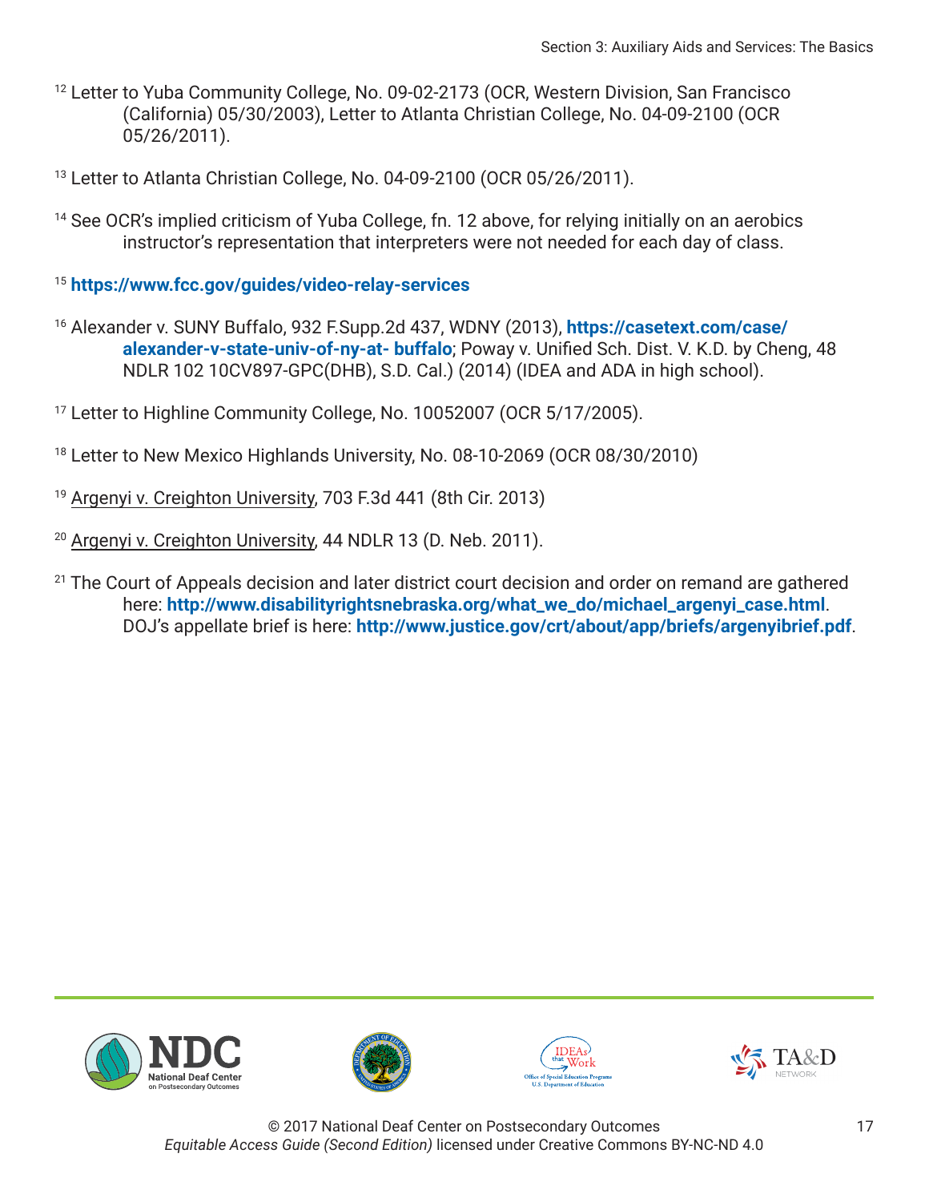[12] Letter to Yuba Community College, No. 09-02-2173 (OCR, Western Division, San Francisco (California) 05/30/2003), Letter to Atlanta Christian College, No. 04-09-2100 (OCR 05/26/2011).

[13] Letter to Atlanta Christian College, No. 04-09-2100 (OCR 05/26/2011).

[14] See OCR's implied criticism of Yuba College, fn. 12 above, for relying initially on an aerobics instructor's representation that interpreters were not needed for each day of class.

[15] **https://www.fcc.gov/guides/video-relay-services**

[16] Alexander v. SUNY Buffalo, 932 F.Supp.2d 437, WDNY (2013), **https://casetext.com/case/alexander-v-state-univ-of-ny-at- buffalo**; Poway v. Unified Sch. Dist. V. K.D. by Cheng, 48 NDLR 102 10CV897-GPC(DHB), S.D. Cal.) (2014) (IDEA and ADA in high school).

[17] Letter to Highline Community College, No. 10052007 (OCR 5/17/2005).

[18] Letter to New Mexico Highlands University, No. 08-10-2069 (OCR 08/30/2010)

[19] Argenyi v. Creighton University, 703 F.3d 441 (8th Cir. 2013)

[20] Argenyi v. Creighton University, 44 NDLR 13 (D. Neb. 2011).

[21] The Court of Appeals decision and later district court decision and order on remand are gathered here: **http://www.disabilityrightsnebraska.org/what_we_do/michael_argenyi_case.html**. DOJ's appellate brief is here: **http://www.justice.gov/crt/about/app/briefs/argenyibrief.pdf**.

© 2017 National Deaf Center on Postsecondary Outcomes
*Equitable Access Guide (Second Edition)* licensed under Creative Commons BY-NC-ND 4.0